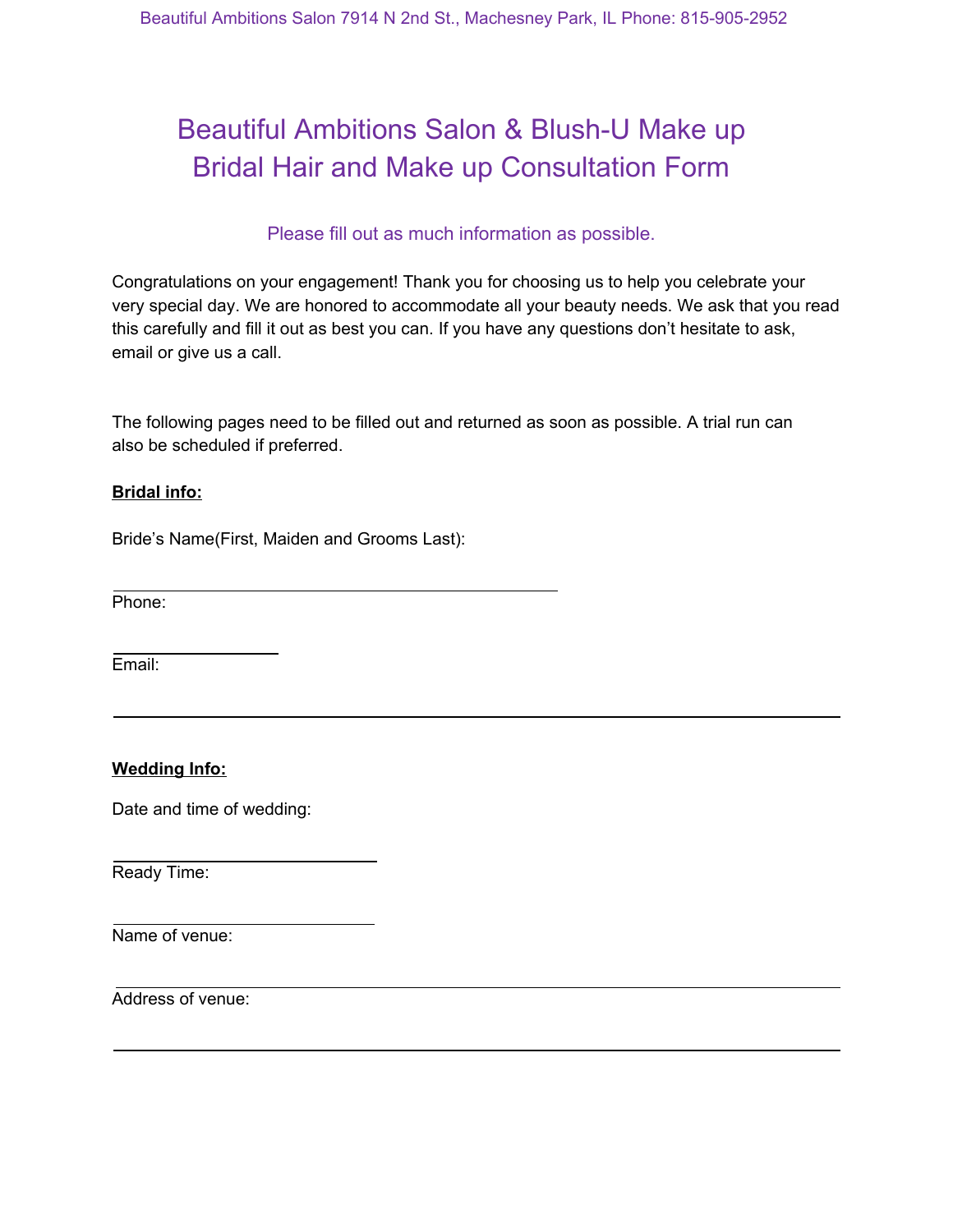# Beautiful Ambitions Salon & Blush-U Make up
# Bridal Hair and Make up Consultation Form

Please fill out as much information as possible.

Congratulations on your engagement! Thank you for choosing us to help you celebrate your very special day. We are honored to accommodate all your beauty needs. We ask that you read this carefully and fill it out as best you can. If you have any questions don't hesitate to ask, email or give us a call.

The following pages need to be filled out and returned as soon as possible. A trial run can also be scheduled if preferred.

**Bridal info:**

Bride's Name(First, Maiden and Grooms Last):

_______________________________________________

Phone:

_________________

Email:

_______________________________________________________________________________

**Wedding Info:**

Date and time of wedding:

____________________________

Ready Time:

____________________________

Name of venue:

_______________________________________________________________________________

Address of venue:

_______________________________________________________________________________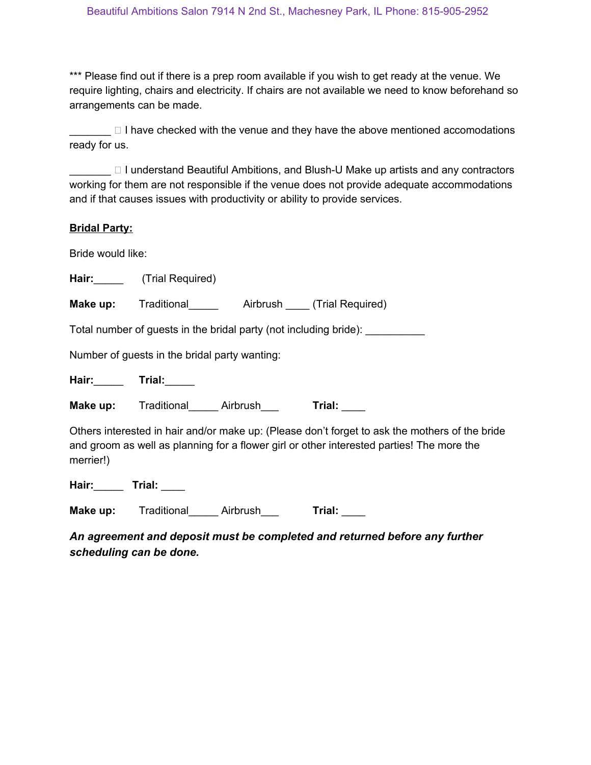*** Please find out if there is a prep room available if you wish to get ready at the venue. We require lighting, chairs and electricity. If chairs are not available we need to know beforehand so arrangements can be made.

_______ ☐ I have checked with the venue and they have the above mentioned accomodations ready for us.

_______ ☐ I understand Beautiful Ambitions, and Blush-U Make up artists and any contractors working for them are not responsible if the venue does not provide adequate accommodations and if that causes issues with productivity or ability to provide services.

**<u>Bridal Party:</u>**

Bride would like:

**Hair:**_____ (Trial Required)

**Make up:** Traditional_____ Airbrush ____ (Trial Required)

Total number of guests in the bridal party (not including bride): __________

Number of guests in the bridal party wanting:

**Hair:**_____ **Trial:**_____

**Make up:** Traditional_____ Airbrush___ **Trial:** ____

Others interested in hair and/or make up: (Please don't forget to ask the mothers of the bride and groom as well as planning for a flower girl or other interested parties! The more the merrier!)

**Hair:**_____ **Trial:** ____

**Make up:** Traditional_____ Airbrush___ **Trial:** ____

***An agreement and deposit must be completed and returned before any further scheduling can be done.***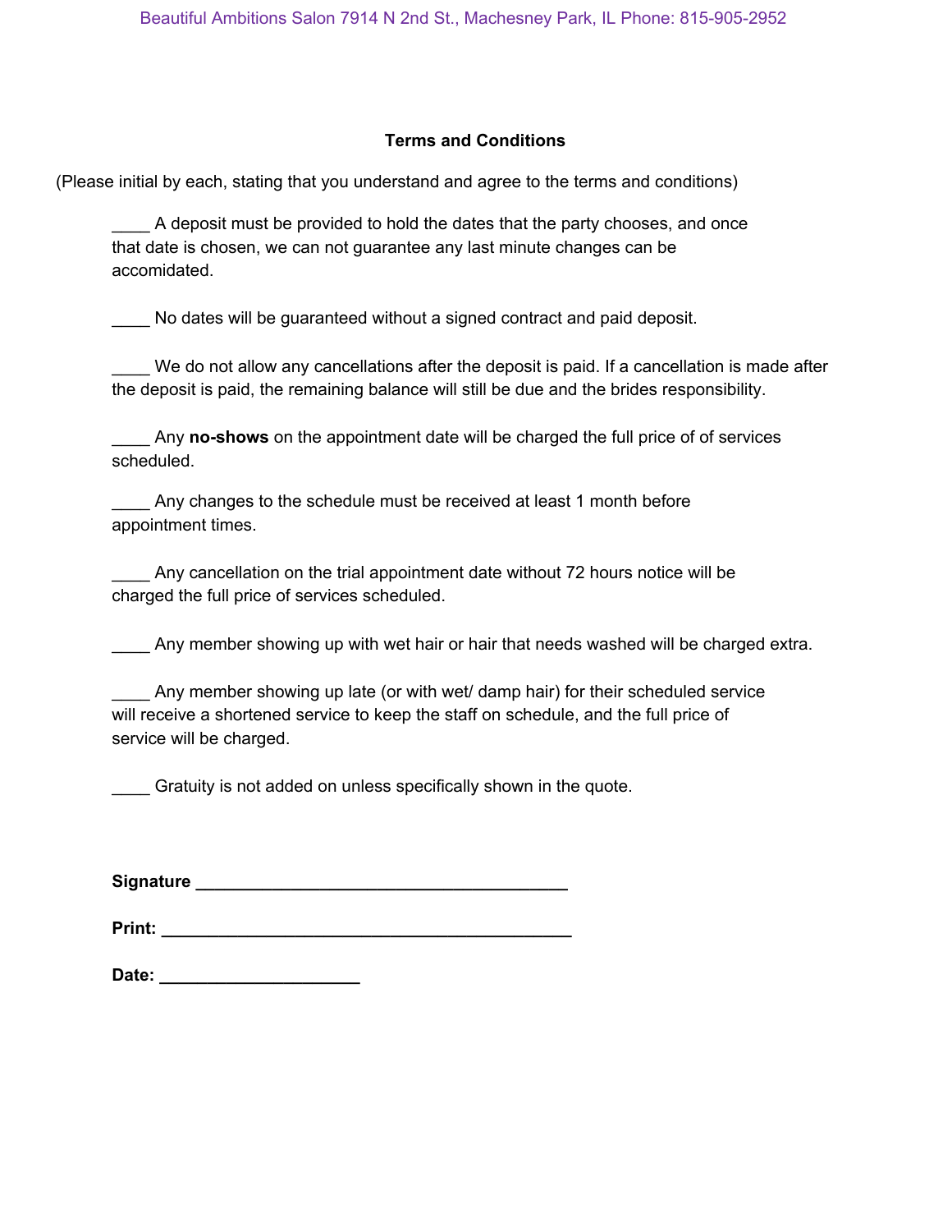Beautiful Ambitions Salon 7914 N 2nd St., Machesney Park, IL Phone: 815-905-2952

## Terms and Conditions

(Please initial by each, stating that you understand and agree to the terms and conditions)

____ A deposit must be provided to hold the dates that the party chooses, and once that date is chosen, we can not guarantee any last minute changes can be accomidated.

____ No dates will be guaranteed without a signed contract and paid deposit.

____ We do not allow any cancellations after the deposit is paid. If a cancellation is made after the deposit is paid, the remaining balance will still be due and the brides responsibility.

____ Any **no-shows** on the appointment date will be charged the full price of of services scheduled.

____ Any changes to the schedule must be received at least 1 month before appointment times.

____ Any cancellation on the trial appointment date without 72 hours notice will be charged the full price of services scheduled.

____ Any member showing up with wet hair or hair that needs washed will be charged extra.

____ Any member showing up late (or with wet/ damp hair) for their scheduled service will receive a shortened service to keep the staff on schedule, and the full price of service will be charged.

____ Gratuity is not added on unless specifically shown in the quote.

**Signature** ________________________________________

**Print:** ____________________________________________

**Date:** _____________________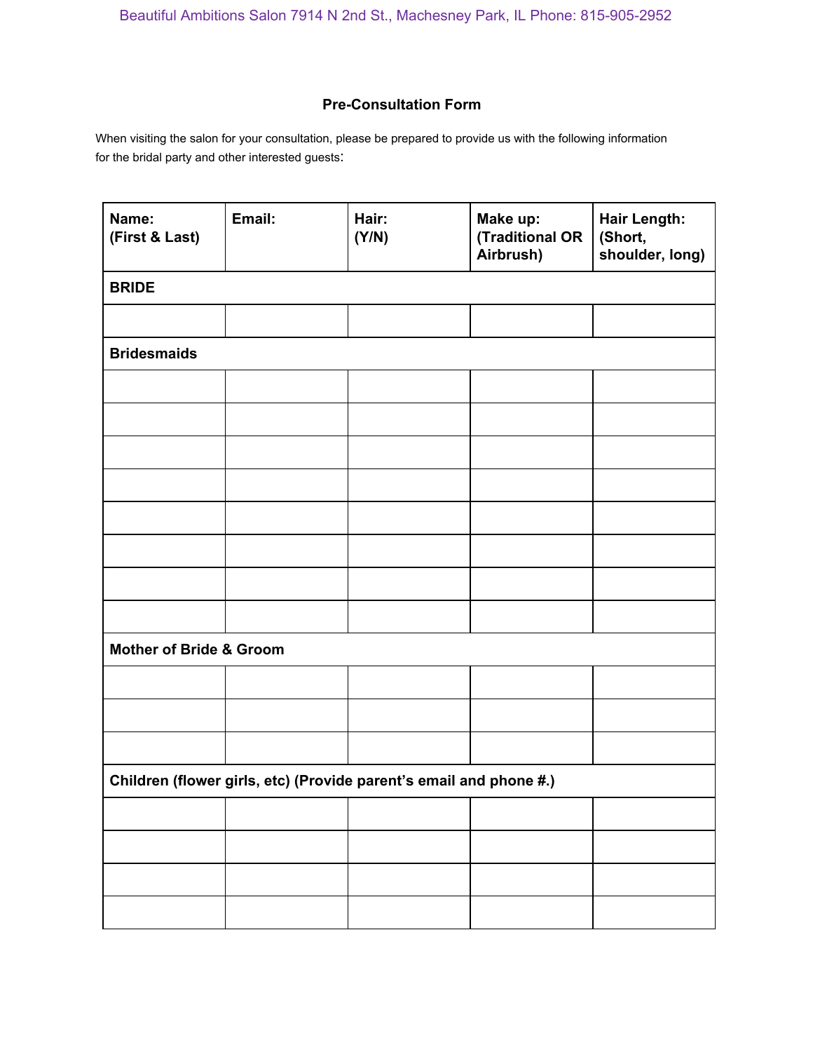Beautiful Ambitions Salon 7914 N 2nd St., Machesney Park, IL Phone: 815-905-2952

## Pre-Consultation Form

When visiting the salon for your consultation, please be prepared to provide us with the following information for the bridal party and other interested guests:

| **Name: (First & Last)** | **Email:** | **Hair: (Y/N)** | **Make up: (Traditional OR Airbrush)** | **Hair Length: (Short, shoulder, long)** |
|---|---|---|---|---|
| **BRIDE** | | | | |
| | | | | |
| **Bridesmaids** | | | | |
| | | | | |
| | | | | |
| | | | | |
| | | | | |
| | | | | |
| | | | | |
| | | | | |
| | | | | |
| **Mother of Bride & Groom** | | | | |
| | | | | |
| | | | | |
| | | | | |
| **Children (flower girls, etc) (Provide parent's email and phone #.)** | | | | |
| | | | | |
| | | | | |
| | | | | |
| | | | | |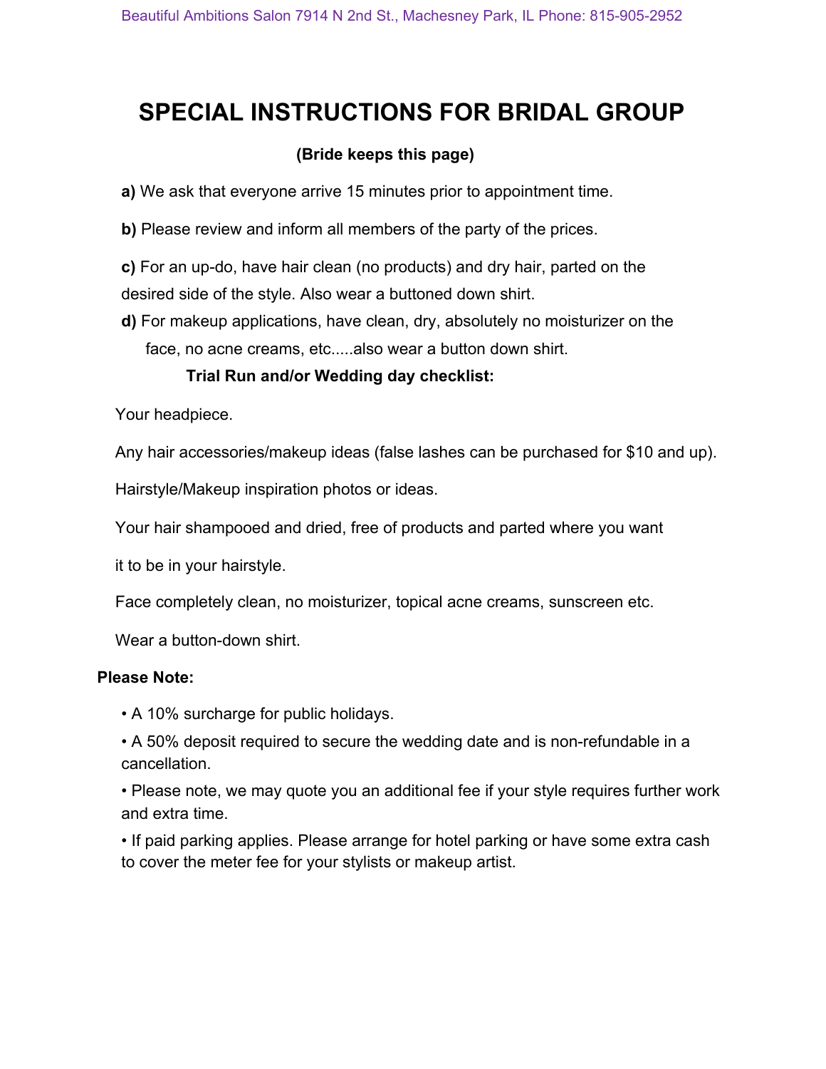# SPECIAL INSTRUCTIONS FOR BRIDAL GROUP

**(Bride keeps this page)**

**a)** We ask that everyone arrive 15 minutes prior to appointment time.

**b)** Please review and inform all members of the party of the prices.

**c)** For an up-do, have hair clean (no products) and dry hair, parted on the desired side of the style. Also wear a buttoned down shirt.

**d)** For makeup applications, have clean, dry, absolutely no moisturizer on the face, no acne creams, etc.....also wear a button down shirt.

**Trial Run and/or Wedding day checklist:**

Your headpiece.

Any hair accessories/makeup ideas (false lashes can be purchased for $10 and up).

Hairstyle/Makeup inspiration photos or ideas.

Your hair shampooed and dried, free of products and parted where you want it to be in your hairstyle.

Face completely clean, no moisturizer, topical acne creams, sunscreen etc.

Wear a button-down shirt.

**Please Note:**

- A 10% surcharge for public holidays.
- A 50% deposit required to secure the wedding date and is non-refundable in a cancellation.
- Please note, we may quote you an additional fee if your style requires further work and extra time.
- If paid parking applies. Please arrange for hotel parking or have some extra cash to cover the meter fee for your stylists or makeup artist.